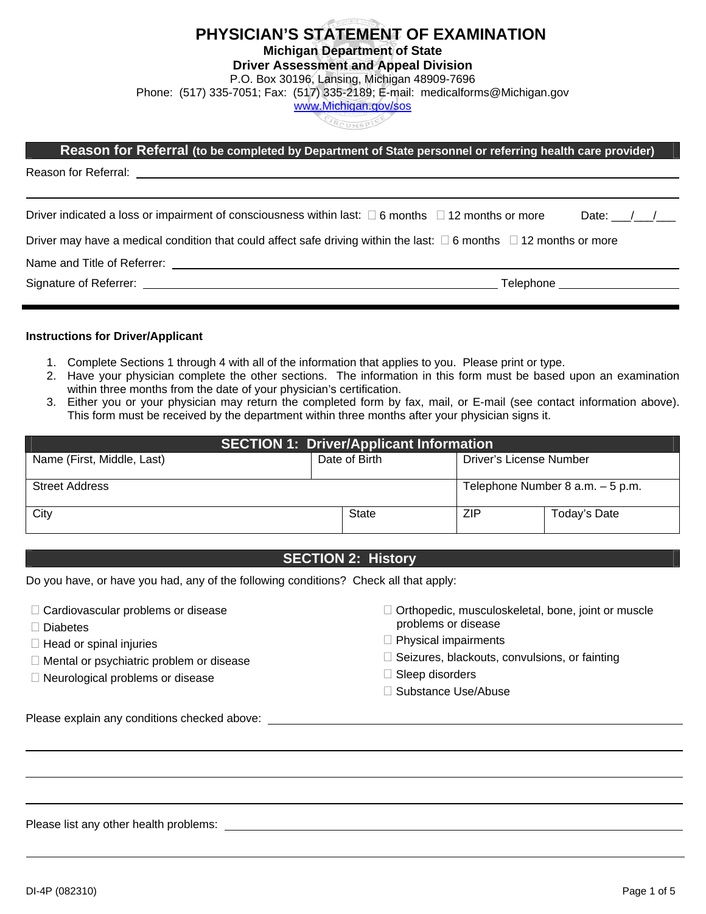# PHYSICIAN'S STATEMENT OF EXAMINATION

**Michigan Department of State**
**Driver Assessment and Appeal Division**
P.O. Box 30196, Lansing, Michigan 48909-7696
Phone: (517) 335-7051; Fax: (517) 335-2189; E-mail: medicalforms@Michigan.gov
www.Michigan.gov/sos

## Reason for Referral (to be completed by Department of State personnel or referring health care provider)

Reason for Referral: ______________________________________________

______________________________________________

Driver indicated a loss or impairment of consciousness within last: ☐ 6 months ☐ 12 months or more Date: ___/___/___

Driver may have a medical condition that could affect safe driving within the last: ☐ 6 months ☐ 12 months or more

Name and Title of Referrer: ______________________________________________

Signature of Referrer: ______________________________ Telephone ______________

**Instructions for Driver/Applicant**

1. Complete Sections 1 through 4 with all of the information that applies to you. Please print or type.
2. Have your physician complete the other sections. The information in this form must be based upon an examination within three months from the date of your physician's certification.
3. Either you or your physician may return the completed form by fax, mail, or E-mail (see contact information above). This form must be received by the department within three months after your physician signs it.

## SECTION 1: Driver/Applicant Information

| Name (First, Middle, Last) | | Date of Birth | Driver's License Number | |
|---|---|---|---|---|
| Street Address | | | Telephone Number 8 a.m. – 5 p.m. | |
| City | State | | ZIP | Today's Date |

## SECTION 2: History

Do you have, or have you had, any of the following conditions? Check all that apply:

- ☐ Cardiovascular problems or disease
- ☐ Diabetes
- ☐ Head or spinal injuries
- ☐ Mental or psychiatric problem or disease
- ☐ Neurological problems or disease
- ☐ Orthopedic, musculoskeletal, bone, joint or muscle problems or disease
- ☐ Physical impairments
- ☐ Seizures, blackouts, convulsions, or fainting
- ☐ Sleep disorders
- ☐ Substance Use/Abuse

Please explain any conditions checked above: ______________________________________________

______________________________________________

______________________________________________

______________________________________________

Please list any other health problems: ______________________________________________

______________________________________________

DI-4P (082310)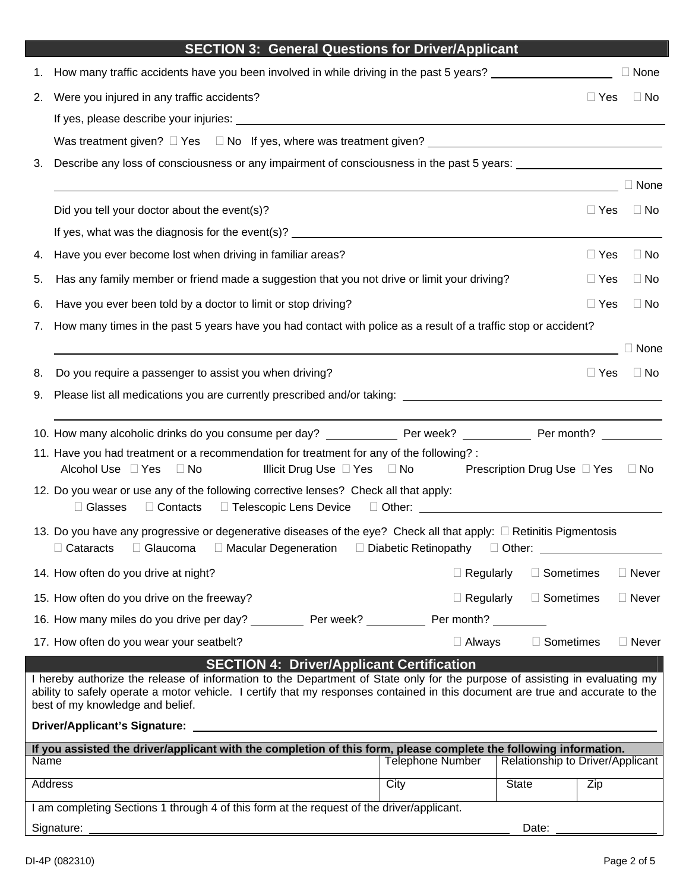## SECTION 3: General Questions for Driver/Applicant

1. How many traffic accidents have you been involved in while driving in the past 5 years? ____________ ☐ None
2. Were you injured in any traffic accidents? ☐ Yes ☐ No

   If yes, please describe your injuries: ____________

   Was treatment given? ☐ Yes ☐ No If yes, where was treatment given? ____________
3. Describe any loss of consciousness or any impairment of consciousness in the past 5 years: ____________

   ____________ ☐ None

   Did you tell your doctor about the event(s)? ☐ Yes ☐ No

   If yes, what was the diagnosis for the event(s)? ____________
4. Have you ever become lost when driving in familiar areas? ☐ Yes ☐ No
5. Has any family member or friend made a suggestion that you not drive or limit your driving? ☐ Yes ☐ No
6. Have you ever been told by a doctor to limit or stop driving? ☐ Yes ☐ No
7. How many times in the past 5 years have you had contact with police as a result of a traffic stop or accident?

   ____________ ☐ None
8. Do you require a passenger to assist you when driving? ☐ Yes ☐ No
9. Please list all medications you are currently prescribed and/or taking: ____________

   ____________
10. How many alcoholic drinks do you consume per day? ________ Per week? ________ Per month? ________
11. Have you had treatment or a recommendation for treatment for any of the following? :

    Alcohol Use ☐ Yes ☐ No Illicit Drug Use ☐ Yes ☐ No Prescription Drug Use ☐ Yes ☐ No
12. Do you wear or use any of the following corrective lenses? Check all that apply:

    ☐ Glasses ☐ Contacts ☐ Telescopic Lens Device ☐ Other: ____________
13. Do you have any progressive or degenerative diseases of the eye? Check all that apply: ☐ Retinitis Pigmentosis

    ☐ Cataracts ☐ Glaucoma ☐ Macular Degeneration ☐ Diabetic Retinopathy ☐ Other: ____________
14. How often do you drive at night? ☐ Regularly ☐ Sometimes ☐ Never
15. How often do you drive on the freeway? ☐ Regularly ☐ Sometimes ☐ Never
16. How many miles do you drive per day? ________ Per week? ________ Per month? ________
17. How often do you wear your seatbelt? ☐ Always ☐ Sometimes ☐ Never

## SECTION 4: Driver/Applicant Certification

I hereby authorize the release of information to the Department of State only for the purpose of assisting in evaluating my ability to safely operate a motor vehicle. I certify that my responses contained in this document are true and accurate to the best of my knowledge and belief.

**Driver/Applicant's Signature:** ____________

**If you assisted the driver/applicant with the completion of this form, please complete the following information.**

| Name | Telephone Number | Relationship to Driver/Applicant | |
|---|---|---|---|
| Address | City | State | Zip |

I am completing Sections 1 through 4 of this form at the request of the driver/applicant.

Signature: ____________ Date: ____________

DI-4P (082310)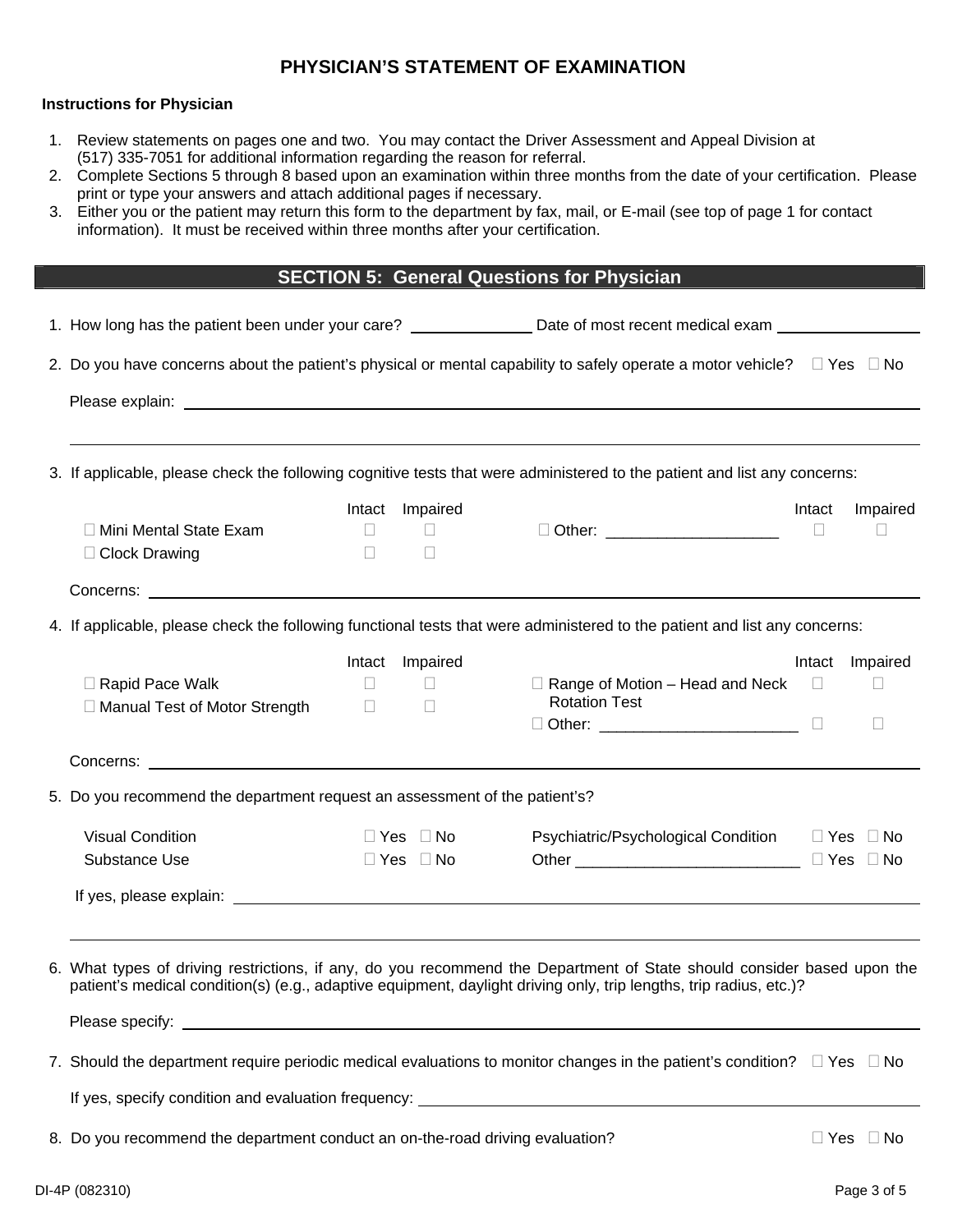# PHYSICIAN'S STATEMENT OF EXAMINATION

**Instructions for Physician**

1. Review statements on pages one and two. You may contact the Driver Assessment and Appeal Division at (517) 335-7051 for additional information regarding the reason for referral.
2. Complete Sections 5 through 8 based upon an examination within three months from the date of your certification. Please print or type your answers and attach additional pages if necessary.
3. Either you or the patient may return this form to the department by fax, mail, or E-mail (see top of page 1 for contact information). It must be received within three months after your certification.

## SECTION 5: General Questions for Physician

1. How long has the patient been under your care? ______________ Date of most recent medical exam ________________

2. Do you have concerns about the patient's physical or mental capability to safely operate a motor vehicle? ☐ Yes ☐ No

   Please explain: ____________________________________________________________

   ____________________________________________________________

3. If applicable, please check the following cognitive tests that were administered to the patient and list any concerns:

| | Intact | Impaired | | Intact | Impaired |
|---|---|---|---|---|---|
| ☐ Mini Mental State Exam | ☐ | ☐ | ☐ Other: ___________________ | ☐ | ☐ |
| ☐ Clock Drawing | ☐ | ☐ | | | |

   Concerns: ____________________________________________________________

4. If applicable, please check the following functional tests that were administered to the patient and list any concerns:

| | Intact | Impaired | | Intact | Impaired |
|---|---|---|---|---|---|
| ☐ Rapid Pace Walk | ☐ | ☐ | ☐ Range of Motion – Head and Neck Rotation Test | ☐ | ☐ |
| ☐ Manual Test of Motor Strength | ☐ | ☐ | ☐ Other: _______________________ | ☐ | ☐ |

   Concerns: ____________________________________________________________

5. Do you recommend the department request an assessment of the patient's?

| | | | |
|---|---|---|---|
| Visual Condition | ☐ Yes ☐ No | Psychiatric/Psychological Condition | ☐ Yes ☐ No |
| Substance Use | ☐ Yes ☐ No | Other _________________________ | ☐ Yes ☐ No |

   If yes, please explain: ____________________________________________________________

   ____________________________________________________________

6. What types of driving restrictions, if any, do you recommend the Department of State should consider based upon the patient's medical condition(s) (e.g., adaptive equipment, daylight driving only, trip lengths, trip radius, etc.)?

   Please specify: ____________________________________________________________

7. Should the department require periodic medical evaluations to monitor changes in the patient's condition? ☐ Yes ☐ No

   If yes, specify condition and evaluation frequency: ____________________________________________

8. Do you recommend the department conduct an on-the-road driving evaluation? ☐ Yes ☐ No

DI-4P (082310)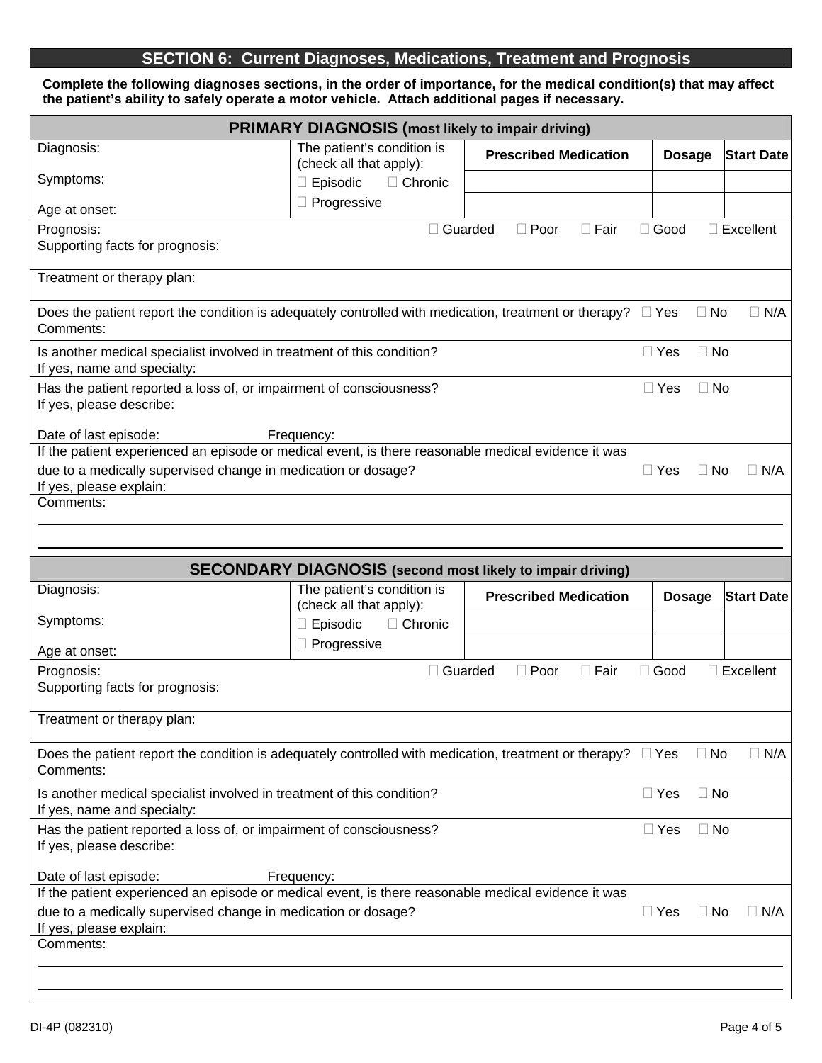## SECTION 6: Current Diagnoses, Medications, Treatment and Prognosis

**Complete the following diagnoses sections, in the order of importance, for the medical condition(s) that may affect the patient's ability to safely operate a motor vehicle. Attach additional pages if necessary.**

### PRIMARY DIAGNOSIS (most likely to impair driving)

| Diagnosis: | The patient's condition is (check all that apply): | **Prescribed Medication** | **Dosage** | **Start Date** |
|---|---|---|---|---|
| Symptoms: | ☐ Episodic ☐ Chronic | | | |
| Age at onset: | ☐ Progressive | | | |

Prognosis: ☐ Guarded ☐ Poor ☐ Fair ☐ Good ☐ Excellent

Supporting facts for prognosis:

Treatment or therapy plan:

Does the patient report the condition is adequately controlled with medication, treatment or therapy? ☐ Yes ☐ No ☐ N/A

Comments:

Is another medical specialist involved in treatment of this condition? ☐ Yes ☐ No

If yes, name and specialty:

Has the patient reported a loss of, or impairment of consciousness? ☐ Yes ☐ No

If yes, please describe:

Date of last episode: Frequency:

If the patient experienced an episode or medical event, is there reasonable medical evidence it was due to a medically supervised change in medication or dosage? ☐ Yes ☐ No ☐ N/A

If yes, please explain:

Comments:

### SECONDARY DIAGNOSIS (second most likely to impair driving)

| Diagnosis: | The patient's condition is (check all that apply): | **Prescribed Medication** | **Dosage** | **Start Date** |
|---|---|---|---|---|
| Symptoms: | ☐ Episodic ☐ Chronic | | | |
| Age at onset: | ☐ Progressive | | | |

Prognosis: ☐ Guarded ☐ Poor ☐ Fair ☐ Good ☐ Excellent

Supporting facts for prognosis:

Treatment or therapy plan:

Does the patient report the condition is adequately controlled with medication, treatment or therapy? ☐ Yes ☐ No ☐ N/A

Comments:

Is another medical specialist involved in treatment of this condition? ☐ Yes ☐ No

If yes, name and specialty:

Has the patient reported a loss of, or impairment of consciousness? ☐ Yes ☐ No

If yes, please describe:

Date of last episode: Frequency:

If the patient experienced an episode or medical event, is there reasonable medical evidence it was due to a medically supervised change in medication or dosage? ☐ Yes ☐ No ☐ N/A

If yes, please explain:

Comments:

DI-4P (082310)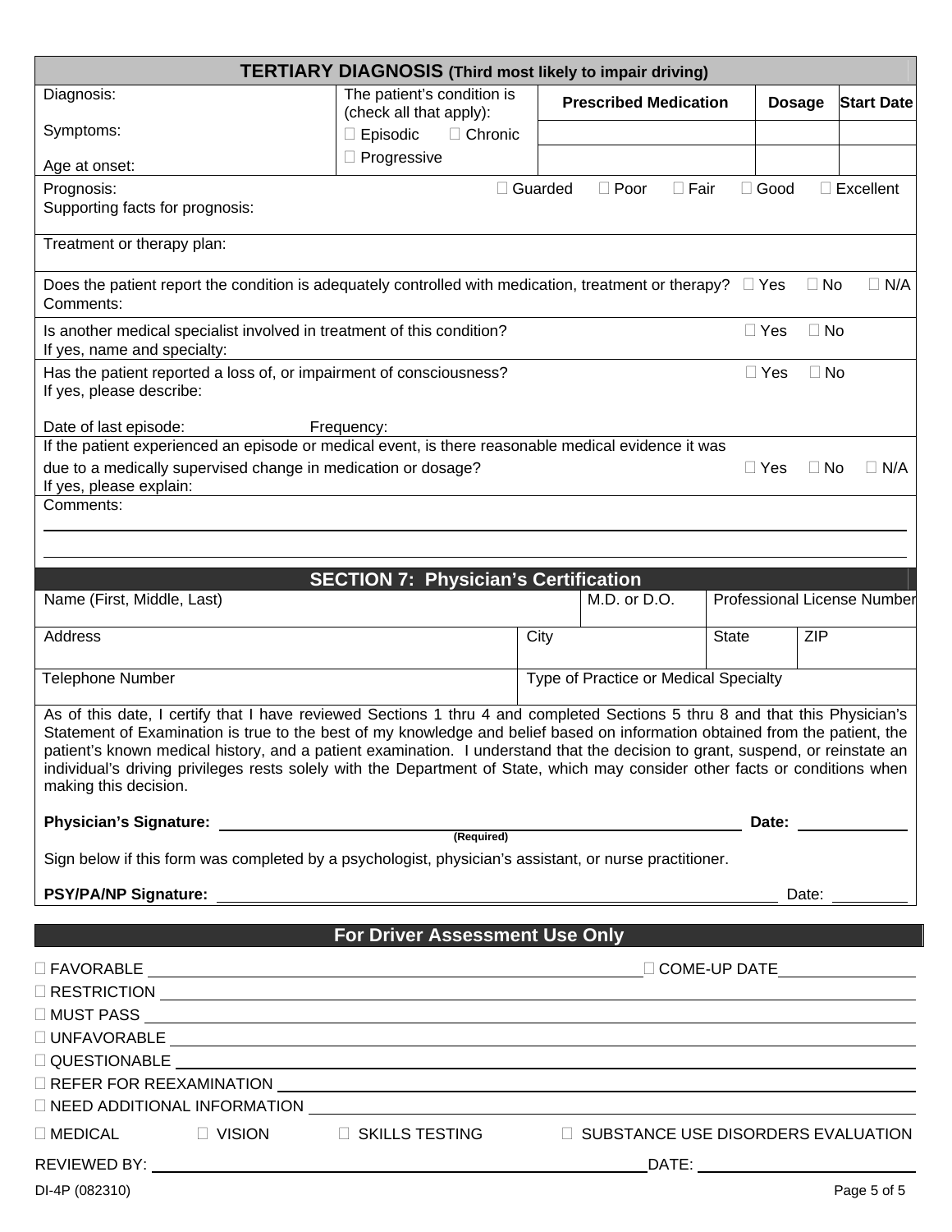## TERTIARY DIAGNOSIS (Third most likely to impair driving)

| Diagnosis: | The patient's condition is (check all that apply): | Prescribed Medication | Dosage | Start Date |
|---|---|---|---|---|
| Symptoms: | ☐ Episodic ☐ Chronic | | | |
| Age at onset: | ☐ Progressive | | | |

Prognosis: ☐ Guarded ☐ Poor ☐ Fair ☐ Good ☐ Excellent

Supporting facts for prognosis:

Treatment or therapy plan:

Does the patient report the condition is adequately controlled with medication, treatment or therapy? ☐ Yes ☐ No ☐ N/A

Comments:

Is another medical specialist involved in treatment of this condition? ☐ Yes ☐ No

If yes, name and specialty:

Has the patient reported a loss of, or impairment of consciousness? ☐ Yes ☐ No

If yes, please describe:

Date of last episode: Frequency:

If the patient experienced an episode or medical event, is there reasonable medical evidence it was due to a medically supervised change in medication or dosage? ☐ Yes ☐ No ☐ N/A

If yes, please explain:

Comments:

## SECTION 7: Physician's Certification

| Name (First, Middle, Last) | | M.D. or D.O. | Professional License Number | |
|---|---|---|---|---|
| Address | City | | State | ZIP |
| Telephone Number | Type of Practice or Medical Specialty | | | |

As of this date, I certify that I have reviewed Sections 1 thru 4 and completed Sections 5 thru 8 and that this Physician's Statement of Examination is true to the best of my knowledge and belief based on information obtained from the patient, the patient's known medical history, and a patient examination. I understand that the decision to grant, suspend, or reinstate an individual's driving privileges rests solely with the Department of State, which may consider other facts or conditions when making this decision.

**Physician's Signature:** ______________________ **Date:** __________
(Required)

Sign below if this form was completed by a psychologist, physician's assistant, or nurse practitioner.

**PSY/PA/NP Signature:** ______________________ Date: __________

## For Driver Assessment Use Only

☐ FAVORABLE ______________________ ☐ COME-UP DATE __________

☐ RESTRICTION ______________________

☐ MUST PASS ______________________

☐ UNFAVORABLE ______________________

☐ QUESTIONABLE ______________________

☐ REFER FOR REEXAMINATION ______________________

☐ NEED ADDITIONAL INFORMATION ______________________

☐ MEDICAL ☐ VISION ☐ SKILLS TESTING ☐ SUBSTANCE USE DISORDERS EVALUATION

REVIEWED BY: ______________________ DATE: __________

DI-4P (082310)